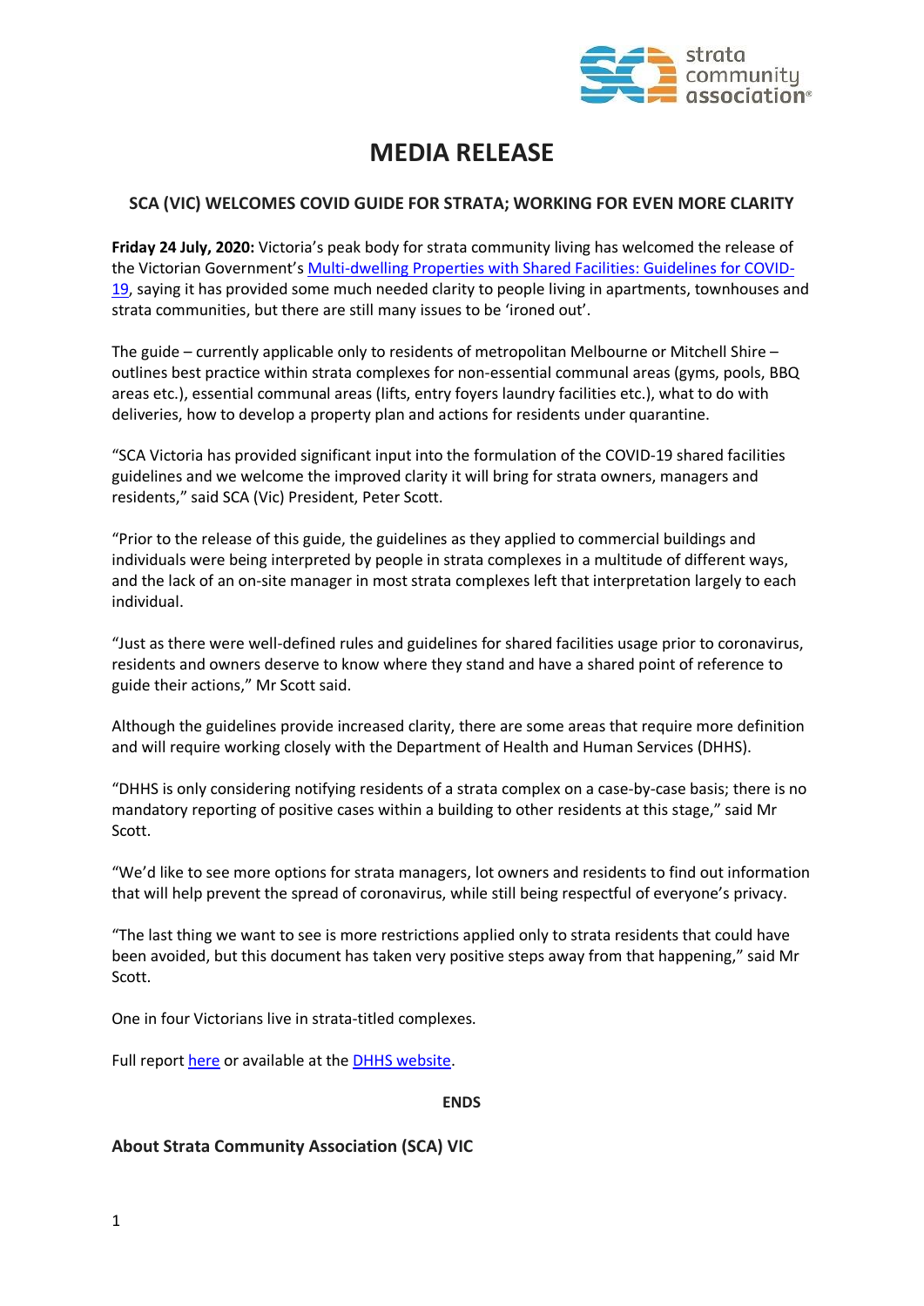# MEDIA RELEASE

### SCA (VIC) WELCOMES COVID GUIDE FOR STRATA; WORKING FOR EVEN MORE CLARITY

**Friday 24 July, 2020:** Victoria's peak body for strata community living has welcomed the release of the Victorian Government's Multi-dwelling Properties with Shared Facilities: Guidelines for COVID-19, saying it has provided some much needed clarity to people living in apartments, townhouses and strata communities, but there are still many issues to be 'ironed out'.

The guide – currently applicable only to residents of metropolitan Melbourne or Mitchell Shire – outlines best practice within strata complexes for non-essential communal areas (gyms, pools, BBQ areas etc.), essential communal areas (lifts, entry foyers laundry facilities etc.), what to do with deliveries, how to develop a property plan and actions for residents under quarantine.

"SCA Victoria has provided significant input into the formulation of the COVID-19 shared facilities guidelines and we welcome the improved clarity it will bring for strata owners, managers and residents," said SCA (Vic) President, Peter Scott.

"Prior to the release of this guide, the guidelines as they applied to commercial buildings and individuals were being interpreted by people in strata complexes in a multitude of different ways, and the lack of an on-site manager in most strata complexes left that interpretation largely to each individual.

"Just as there were well-defined rules and guidelines for shared facilities usage prior to coronavirus, residents and owners deserve to know where they stand and have a shared point of reference to guide their actions," Mr Scott said.

Although the guidelines provide increased clarity, there are some areas that require more definition and will require working closely with the Department of Health and Human Services (DHHS).

"DHHS is only considering notifying residents of a strata complex on a case-by-case basis; there is no mandatory reporting of positive cases within a building to other residents at this stage," said Mr Scott.

"We'd like to see more options for strata managers, lot owners and residents to find out information that will help prevent the spread of coronavirus, while still being respectful of everyone's privacy.

"The last thing we want to see is more restrictions applied only to strata residents that could have been avoided, but this document has taken very positive steps away from that happening," said Mr Scott.

One in four Victorians live in strata-titled complexes.

Full report here or available at the DHHS website.

**ENDS**

### About Strata Community Association (SCA) VIC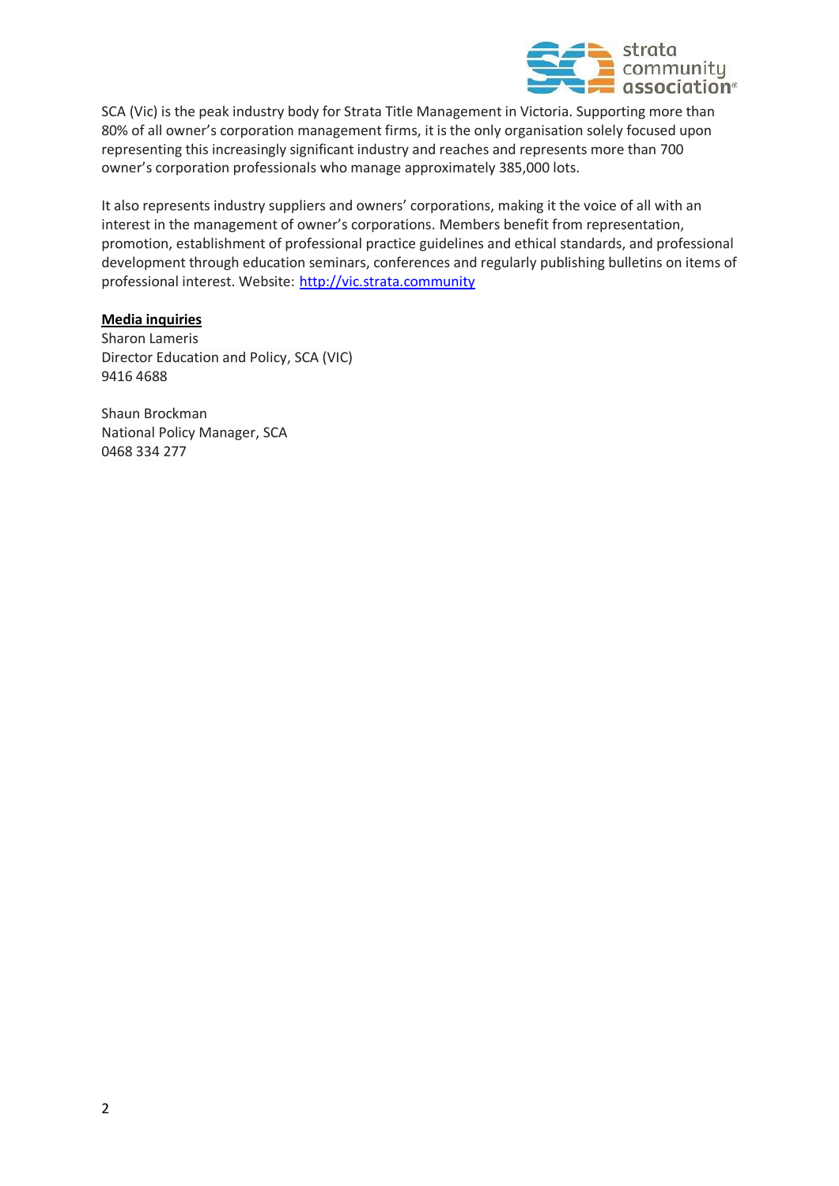SCA (Vic) is the peak industry body for Strata Title Management in Victoria. Supporting more than 80% of all owner's corporation management firms, it is the only organisation solely focused upon representing this increasingly significant industry and reaches and represents more than 700 owner's corporation professionals who manage approximately 385,000 lots.

It also represents industry suppliers and owners' corporations, making it the voice of all with an interest in the management of owner's corporations. Members benefit from representation, promotion, establishment of professional practice guidelines and ethical standards, and professional development through education seminars, conferences and regularly publishing bulletins on items of professional interest. Website: [http://vic.strata.community](http://vic.strata.community)

**Media inquiries**

Sharon Lameris
Director Education and Policy, SCA (VIC)
9416 4688

Shaun Brockman
National Policy Manager, SCA
0468 334 277